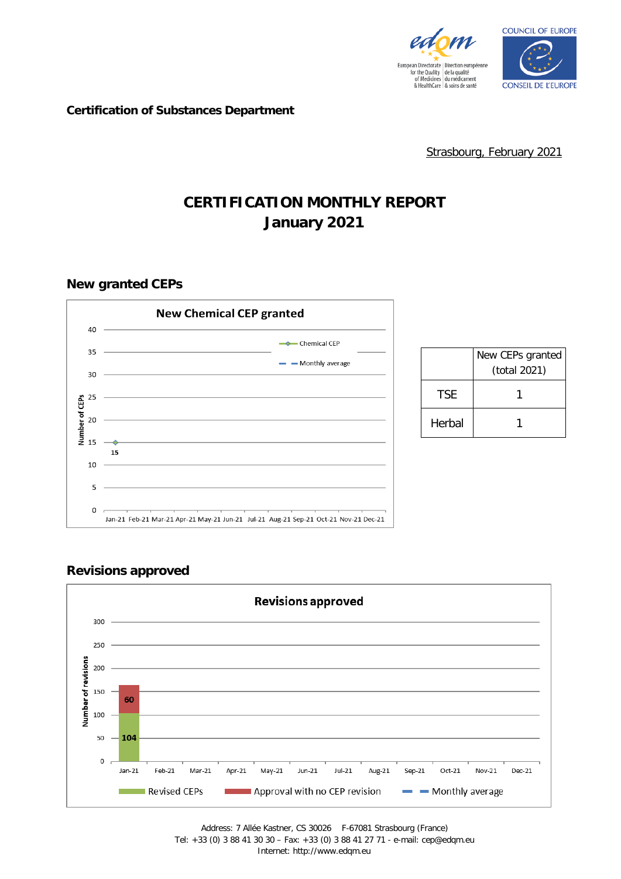Certification of Substances Department

Strasbourg, February 2021

# CERTIFICATION MONTHLY REPORT
# January 2021

## New granted CEPs

**New Chemical CEP granted**

| Month | Chemical CEP |
|---|---|
| Jan-21 | 15 |

|  | New CEPs granted (total 2021) |
|---|---|
| TSE | 1 |
| Herbal | 1 |

## Revisions approved

**Revisions approved**

| Month | Revised CEPs | Approval with no CEP revision |
|---|---|---|
| Jan-21 | 104 | 60 |

Address: 7 Allée Kastner, CS 30026 F-67081 Strasbourg (France)
Tel: +33 (0) 3 88 41 30 30 – Fax: +33 (0) 3 88 41 27 71 - e-mail: cep@edqm.eu
Internet: http://www.edqm.eu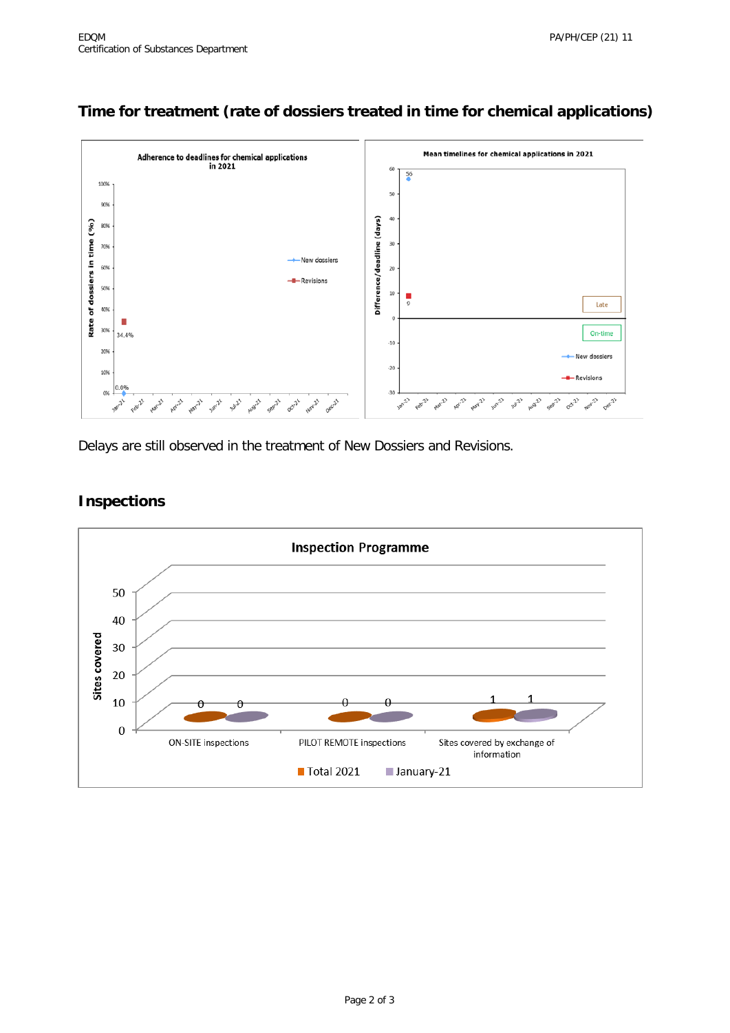## Time for treatment (rate of dossiers treated in time for chemical applications)

Adherence to deadlines for chemical applications in 2021

Rate of dossiers in time (%)

New dossiers: 0.0% (Jan-21)

Revisions: 34.4% (Jan-21)

Mean timelines for chemical applications in 2021

Difference/deadline (days)

New dossiers: 56 (Jan-21)

Revisions: 9 (Jan-21)

Delays are still observed in the treatment of New Dossiers and Revisions.

## Inspections

Inspection Programme

| Sites covered | Total 2021 | January-21 |
|---|---|---|
| ON-SITE inspections | 0 | 0 |
| PILOT REMOTE inspections | 0 | 0 |
| Sites covered by exchange of information | 1 | 1 |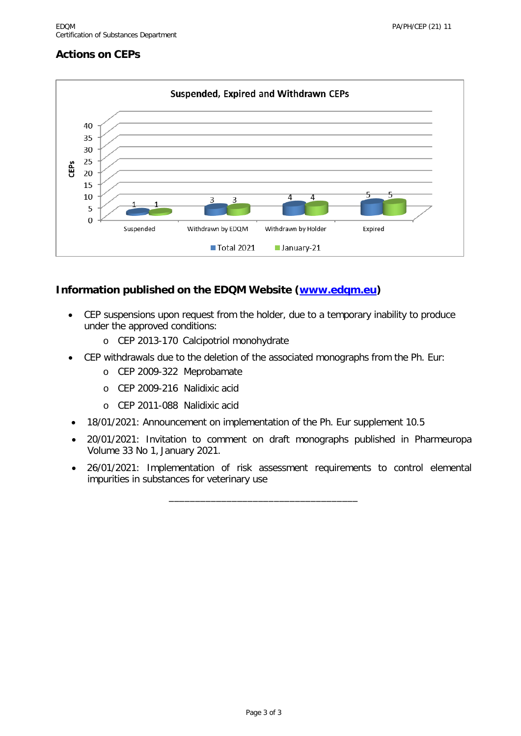## Actions on CEPs

Suspended, Expired and Withdrawn CEPs

CEPs

40
35
30
25
20
15
10
5
0

1 1
3 3
4 4
5 5

Suspended
Withdrawn by EDQM
Withdrawn by Holder
Expired

Total 2021
January-21

## Information published on the EDQM Website ([www.edqm.eu](http://www.edqm.eu))

- CEP suspensions upon request from the holder, due to a temporary inability to produce under the approved conditions:
  - CEP 2013-170 Calcipotriol monohydrate
- CEP withdrawals due to the deletion of the associated monographs from the Ph. Eur:
  - CEP 2009-322 Meprobamate
  - CEP 2009-216 Nalidixic acid
  - CEP 2011-088 Nalidixic acid
- 18/01/2021: Announcement on implementation of the Ph. Eur supplement 10.5
- 20/01/2021: Invitation to comment on draft monographs published in Pharmeuropa Volume 33 No 1, January 2021.
- 26/01/2021: Implementation of risk assessment requirements to control elemental impurities in substances for veterinary use

___________________________________